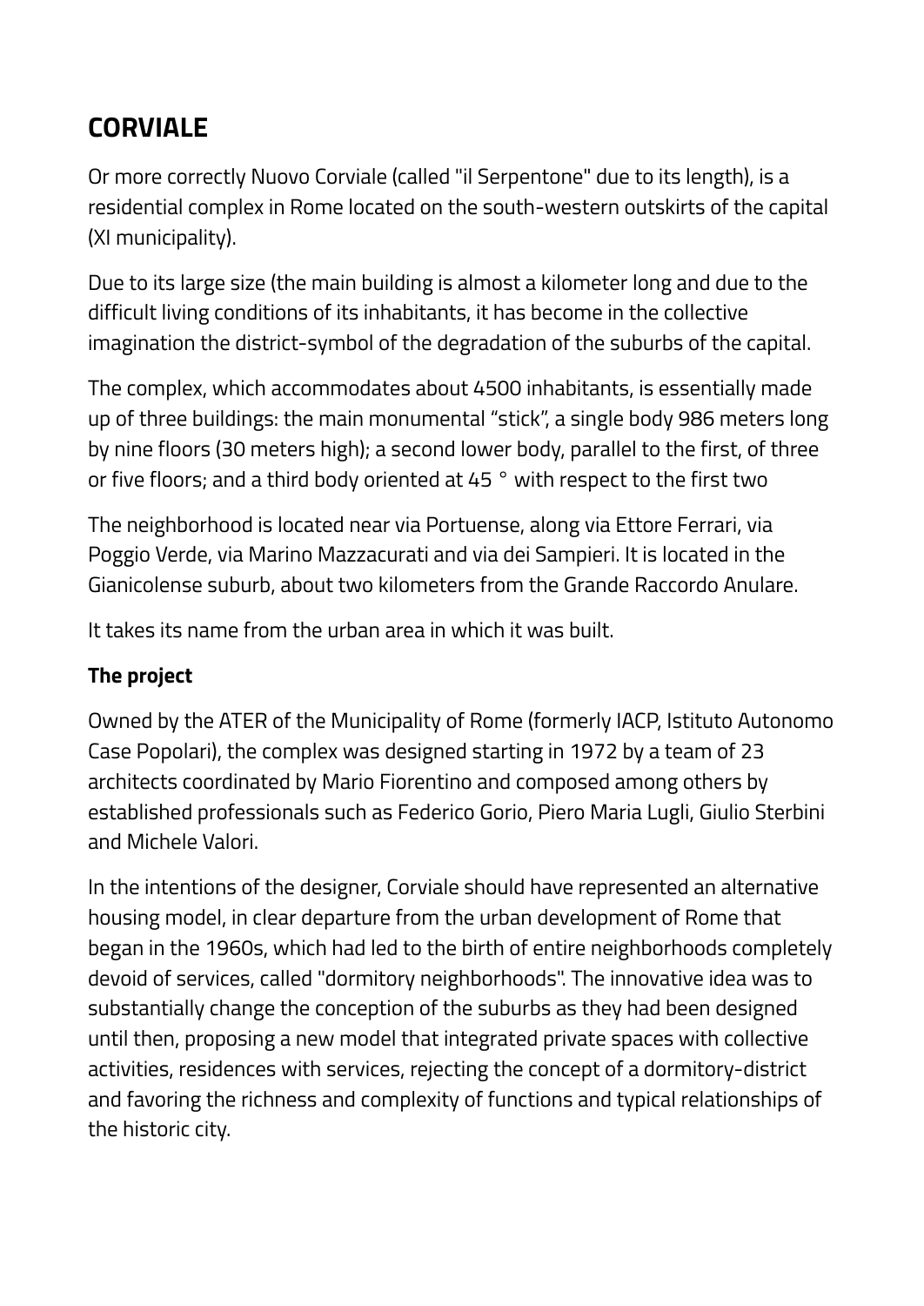# CORVIALE

Or more correctly Nuovo Corviale (called "il Serpentone" due to its length), is a residential complex in Rome located on the south-western outskirts of the capital (XI municipality).

Due to its large size (the main building is almost a kilometer long and due to the difficult living conditions of its inhabitants, it has become in the collective imagination the district-symbol of the degradation of the suburbs of the capital.

The complex, which accommodates about 4500 inhabitants, is essentially made up of three buildings: the main monumental "stick", a single body 986 meters long by nine floors (30 meters high); a second lower body, parallel to the first, of three or five floors; and a third body oriented at 45 ° with respect to the first two

The neighborhood is located near via Portuense, along via Ettore Ferrari, via Poggio Verde, via Marino Mazzacurati and via dei Sampieri. It is located in the Gianicolense suburb, about two kilometers from the Grande Raccordo Anulare.

It takes its name from the urban area in which it was built.

### The project

Owned by the ATER of the Municipality of Rome (formerly IACP, Istituto Autonomo Case Popolari), the complex was designed starting in 1972 by a team of 23 architects coordinated by Mario Fiorentino and composed among others by established professionals such as Federico Gorio, Piero Maria Lugli, Giulio Sterbini and Michele Valori.

In the intentions of the designer, Corviale should have represented an alternative housing model, in clear departure from the urban development of Rome that began in the 1960s, which had led to the birth of entire neighborhoods completely devoid of services, called "dormitory neighborhoods". The innovative idea was to substantially change the conception of the suburbs as they had been designed until then, proposing a new model that integrated private spaces with collective activities, residences with services, rejecting the concept of a dormitory-district and favoring the richness and complexity of functions and typical relationships of the historic city.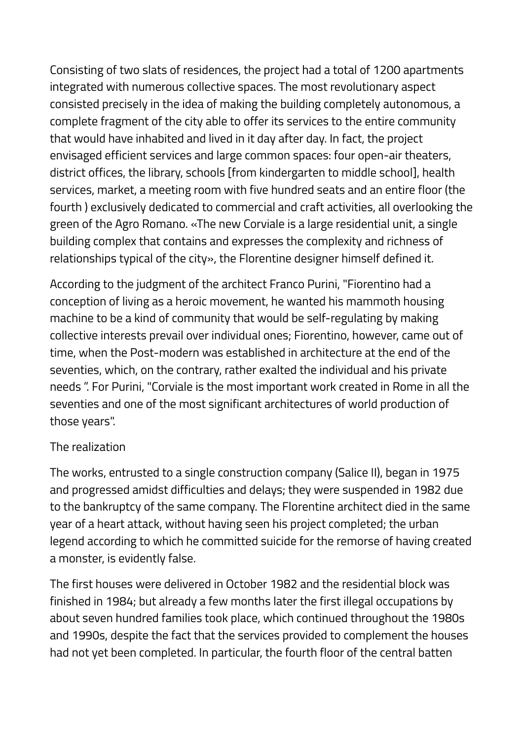Consisting of two slats of residences, the project had a total of 1200 apartments integrated with numerous collective spaces. The most revolutionary aspect consisted precisely in the idea of making the building completely autonomous, a complete fragment of the city able to offer its services to the entire community that would have inhabited and lived in it day after day. In fact, the project envisaged efficient services and large common spaces: four open-air theaters, district offices, the library, schools [from kindergarten to middle school], health services, market, a meeting room with five hundred seats and an entire floor (the fourth ) exclusively dedicated to commercial and craft activities, all overlooking the green of the Agro Romano. «The new Corviale is a large residential unit, a single building complex that contains and expresses the complexity and richness of relationships typical of the city», the Florentine designer himself defined it.

According to the judgment of the architect Franco Purini, "Fiorentino had a conception of living as a heroic movement, he wanted his mammoth housing machine to be a kind of community that would be self-regulating by making collective interests prevail over individual ones; Fiorentino, however, came out of time, when the Post-modern was established in architecture at the end of the seventies, which, on the contrary, rather exalted the individual and his private needs ". For Purini, "Corviale is the most important work created in Rome in all the seventies and one of the most significant architectures of world production of those years".

The realization

The works, entrusted to a single construction company (Salice II), began in 1975 and progressed amidst difficulties and delays; they were suspended in 1982 due to the bankruptcy of the same company. The Florentine architect died in the same year of a heart attack, without having seen his project completed; the urban legend according to which he committed suicide for the remorse of having created a monster, is evidently false.

The first houses were delivered in October 1982 and the residential block was finished in 1984; but already a few months later the first illegal occupations by about seven hundred families took place, which continued throughout the 1980s and 1990s, despite the fact that the services provided to complement the houses had not yet been completed. In particular, the fourth floor of the central batten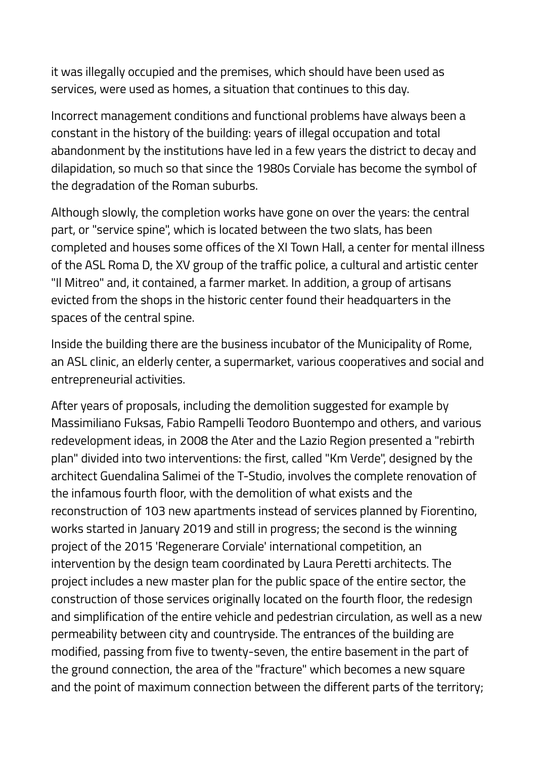it was illegally occupied and the premises, which should have been used as services, were used as homes, a situation that continues to this day.

Incorrect management conditions and functional problems have always been a constant in the history of the building: years of illegal occupation and total abandonment by the institutions have led in a few years the district to decay and dilapidation, so much so that since the 1980s Corviale has become the symbol of the degradation of the Roman suburbs.

Although slowly, the completion works have gone on over the years: the central part, or "service spine", which is located between the two slats, has been completed and houses some offices of the XI Town Hall, a center for mental illness of the ASL Roma D, the XV group of the traffic police, a cultural and artistic center "Il Mitreo" and, it contained, a farmer market. In addition, a group of artisans evicted from the shops in the historic center found their headquarters in the spaces of the central spine.

Inside the building there are the business incubator of the Municipality of Rome, an ASL clinic, an elderly center, a supermarket, various cooperatives and social and entrepreneurial activities.

After years of proposals, including the demolition suggested for example by Massimiliano Fuksas, Fabio Rampelli Teodoro Buontempo and others, and various redevelopment ideas, in 2008 the Ater and the Lazio Region presented a "rebirth plan" divided into two interventions: the first, called "Km Verde", designed by the architect Guendalina Salimei of the T-Studio, involves the complete renovation of the infamous fourth floor, with the demolition of what exists and the reconstruction of 103 new apartments instead of services planned by Fiorentino, works started in January 2019 and still in progress; the second is the winning project of the 2015 'Regenerare Corviale' international competition, an intervention by the design team coordinated by Laura Peretti architects. The project includes a new master plan for the public space of the entire sector, the construction of those services originally located on the fourth floor, the redesign and simplification of the entire vehicle and pedestrian circulation, as well as a new permeability between city and countryside. The entrances of the building are modified, passing from five to twenty-seven, the entire basement in the part of the ground connection, the area of the "fracture" which becomes a new square and the point of maximum connection between the different parts of the territory;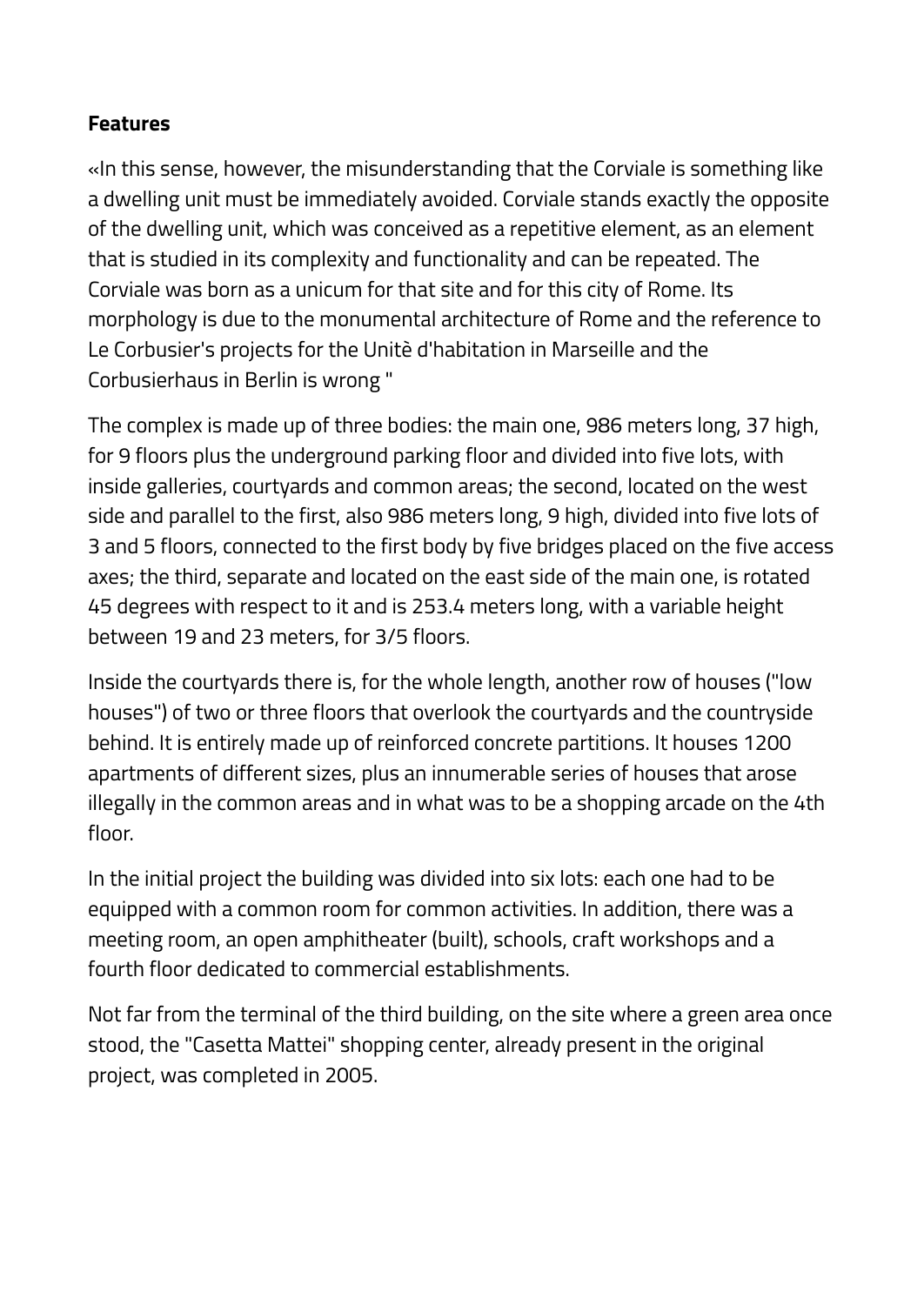**Features**

«In this sense, however, the misunderstanding that the Corviale is something like a dwelling unit must be immediately avoided. Corviale stands exactly the opposite of the dwelling unit, which was conceived as a repetitive element, as an element that is studied in its complexity and functionality and can be repeated. The Corviale was born as a unicum for that site and for this city of Rome. Its morphology is due to the monumental architecture of Rome and the reference to Le Corbusier's projects for the Unitè d'habitation in Marseille and the Corbusierhaus in Berlin is wrong "

The complex is made up of three bodies: the main one, 986 meters long, 37 high, for 9 floors plus the underground parking floor and divided into five lots, with inside galleries, courtyards and common areas; the second, located on the west side and parallel to the first, also 986 meters long, 9 high, divided into five lots of 3 and 5 floors, connected to the first body by five bridges placed on the five access axes; the third, separate and located on the east side of the main one, is rotated 45 degrees with respect to it and is 253.4 meters long, with a variable height between 19 and 23 meters, for 3/5 floors.

Inside the courtyards there is, for the whole length, another row of houses ("low houses") of two or three floors that overlook the courtyards and the countryside behind. It is entirely made up of reinforced concrete partitions. It houses 1200 apartments of different sizes, plus an innumerable series of houses that arose illegally in the common areas and in what was to be a shopping arcade on the 4th floor.

In the initial project the building was divided into six lots: each one had to be equipped with a common room for common activities. In addition, there was a meeting room, an open amphitheater (built), schools, craft workshops and a fourth floor dedicated to commercial establishments.

Not far from the terminal of the third building, on the site where a green area once stood, the "Casetta Mattei" shopping center, already present in the original project, was completed in 2005.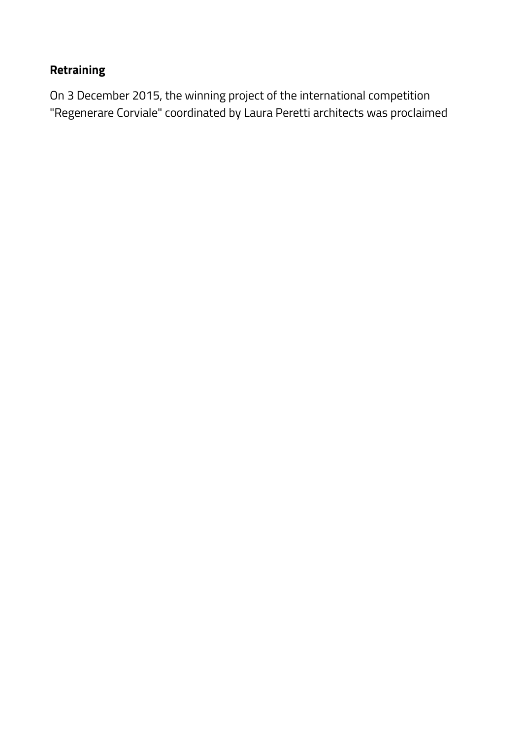## Retraining

On 3 December 2015, the winning project of the international competition "Regenerare Corviale" coordinated by Laura Peretti architects was proclaimed